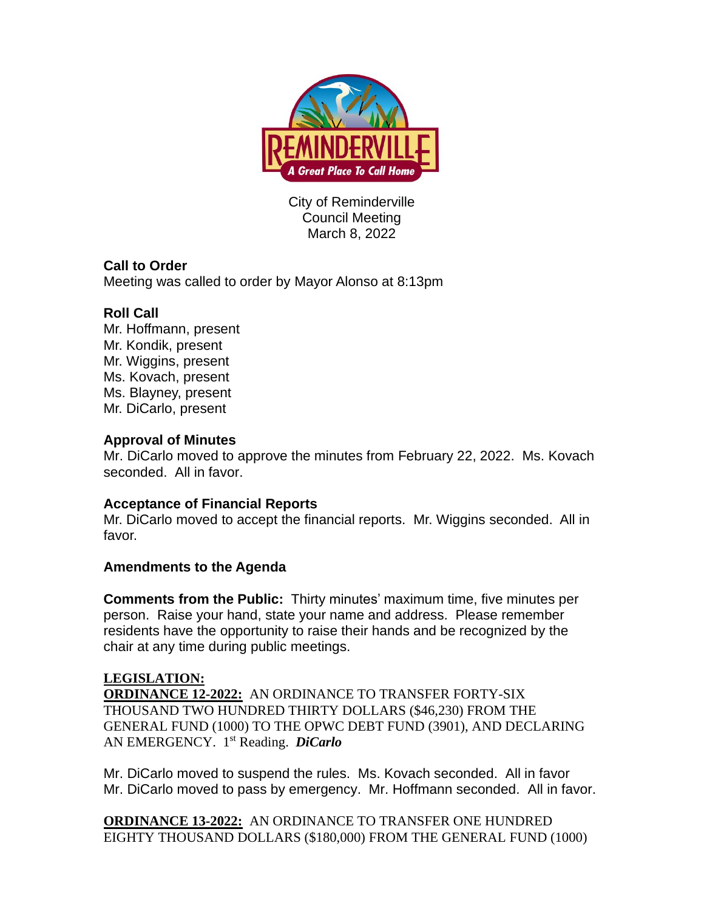City of Reminderville
Council Meeting
March 8, 2022

**Call to Order**
Meeting was called to order by Mayor Alonso at 8:13pm

**Roll Call**
Mr. Hoffmann, present
Mr. Kondik, present
Mr. Wiggins, present
Ms. Kovach, present
Ms. Blayney, present
Mr. DiCarlo, present

**Approval of Minutes**
Mr. DiCarlo moved to approve the minutes from February 22, 2022. Ms. Kovach seconded. All in favor.

**Acceptance of Financial Reports**
Mr. DiCarlo moved to accept the financial reports. Mr. Wiggins seconded. All in favor.

**Amendments to the Agenda**

**Comments from the Public:** Thirty minutes' maximum time, five minutes per person. Raise your hand, state your name and address. Please remember residents have the opportunity to raise their hands and be recognized by the chair at any time during public meetings.

**LEGISLATION:**
**ORDINANCE 12-2022:** AN ORDINANCE TO TRANSFER FORTY-SIX THOUSAND TWO HUNDRED THIRTY DOLLARS ($46,230) FROM THE GENERAL FUND (1000) TO THE OPWC DEBT FUND (3901), AND DECLARING AN EMERGENCY. 1st Reading. ***DiCarlo***

Mr. DiCarlo moved to suspend the rules. Ms. Kovach seconded. All in favor
Mr. DiCarlo moved to pass by emergency. Mr. Hoffmann seconded. All in favor.

**ORDINANCE 13-2022:** AN ORDINANCE TO TRANSFER ONE HUNDRED EIGHTY THOUSAND DOLLARS ($180,000) FROM THE GENERAL FUND (1000)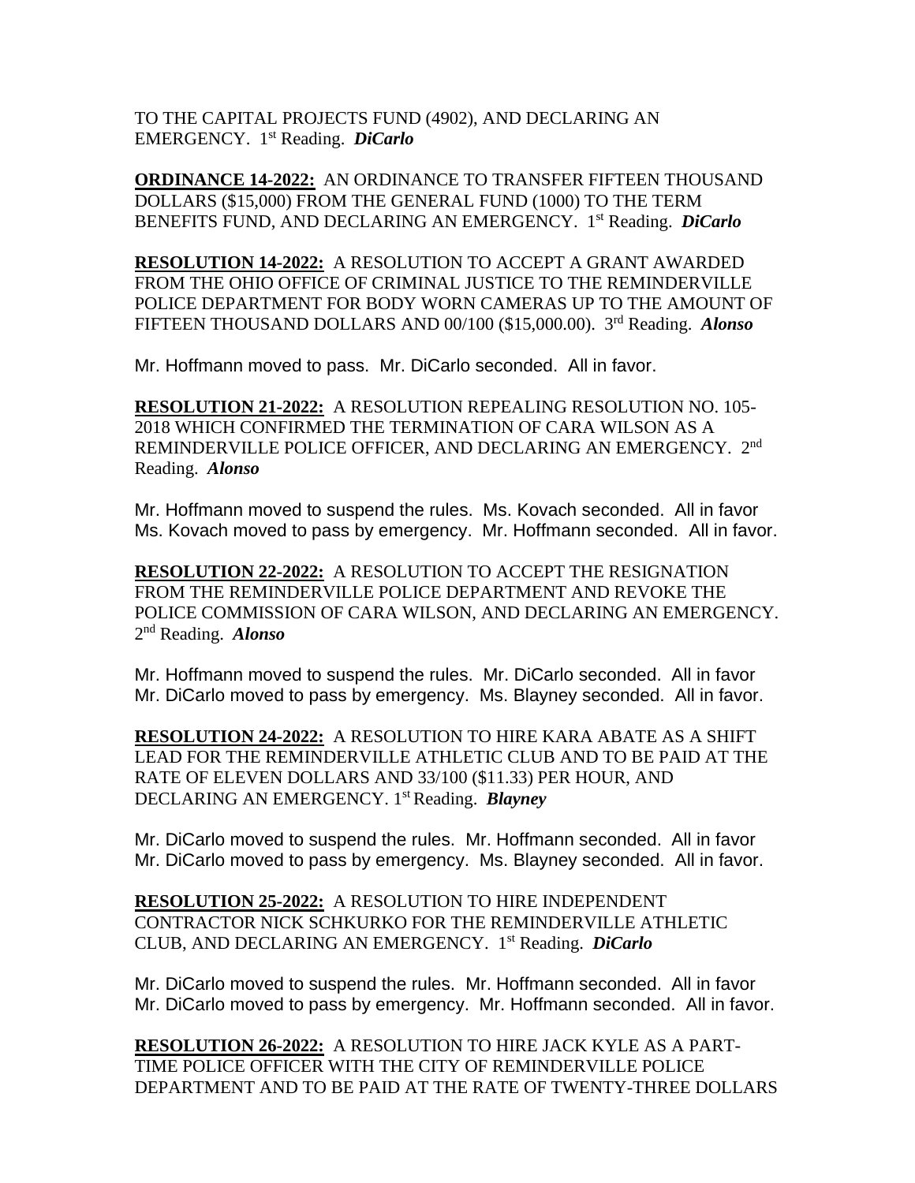TO THE CAPITAL PROJECTS FUND (4902), AND DECLARING AN EMERGENCY. 1st Reading. ***DiCarlo***

**ORDINANCE 14-2022:** AN ORDINANCE TO TRANSFER FIFTEEN THOUSAND DOLLARS ($15,000) FROM THE GENERAL FUND (1000) TO THE TERM BENEFITS FUND, AND DECLARING AN EMERGENCY. 1st Reading. ***DiCarlo***

**RESOLUTION 14-2022:** A RESOLUTION TO ACCEPT A GRANT AWARDED FROM THE OHIO OFFICE OF CRIMINAL JUSTICE TO THE REMINDERVILLE POLICE DEPARTMENT FOR BODY WORN CAMERAS UP TO THE AMOUNT OF FIFTEEN THOUSAND DOLLARS AND 00/100 ($15,000.00). 3rd Reading. ***Alonso***

Mr. Hoffmann moved to pass. Mr. DiCarlo seconded. All in favor.

**RESOLUTION 21-2022:** A RESOLUTION REPEALING RESOLUTION NO. 105-2018 WHICH CONFIRMED THE TERMINATION OF CARA WILSON AS A REMINDERVILLE POLICE OFFICER, AND DECLARING AN EMERGENCY. 2nd Reading. ***Alonso***

Mr. Hoffmann moved to suspend the rules. Ms. Kovach seconded. All in favor
Ms. Kovach moved to pass by emergency. Mr. Hoffmann seconded. All in favor.

**RESOLUTION 22-2022:** A RESOLUTION TO ACCEPT THE RESIGNATION FROM THE REMINDERVILLE POLICE DEPARTMENT AND REVOKE THE POLICE COMMISSION OF CARA WILSON, AND DECLARING AN EMERGENCY. 2nd Reading. ***Alonso***

Mr. Hoffmann moved to suspend the rules. Mr. DiCarlo seconded. All in favor
Mr. DiCarlo moved to pass by emergency. Ms. Blayney seconded. All in favor.

**RESOLUTION 24-2022:** A RESOLUTION TO HIRE KARA ABATE AS A SHIFT LEAD FOR THE REMINDERVILLE ATHLETIC CLUB AND TO BE PAID AT THE RATE OF ELEVEN DOLLARS AND 33/100 ($11.33) PER HOUR, AND DECLARING AN EMERGENCY. 1st Reading. ***Blayney***

Mr. DiCarlo moved to suspend the rules. Mr. Hoffmann seconded. All in favor
Mr. DiCarlo moved to pass by emergency. Ms. Blayney seconded. All in favor.

**RESOLUTION 25-2022:** A RESOLUTION TO HIRE INDEPENDENT CONTRACTOR NICK SCHKURKO FOR THE REMINDERVILLE ATHLETIC CLUB, AND DECLARING AN EMERGENCY. 1st Reading. ***DiCarlo***

Mr. DiCarlo moved to suspend the rules. Mr. Hoffmann seconded. All in favor
Mr. DiCarlo moved to pass by emergency. Mr. Hoffmann seconded. All in favor.

**RESOLUTION 26-2022:** A RESOLUTION TO HIRE JACK KYLE AS A PART-TIME POLICE OFFICER WITH THE CITY OF REMINDERVILLE POLICE DEPARTMENT AND TO BE PAID AT THE RATE OF TWENTY-THREE DOLLARS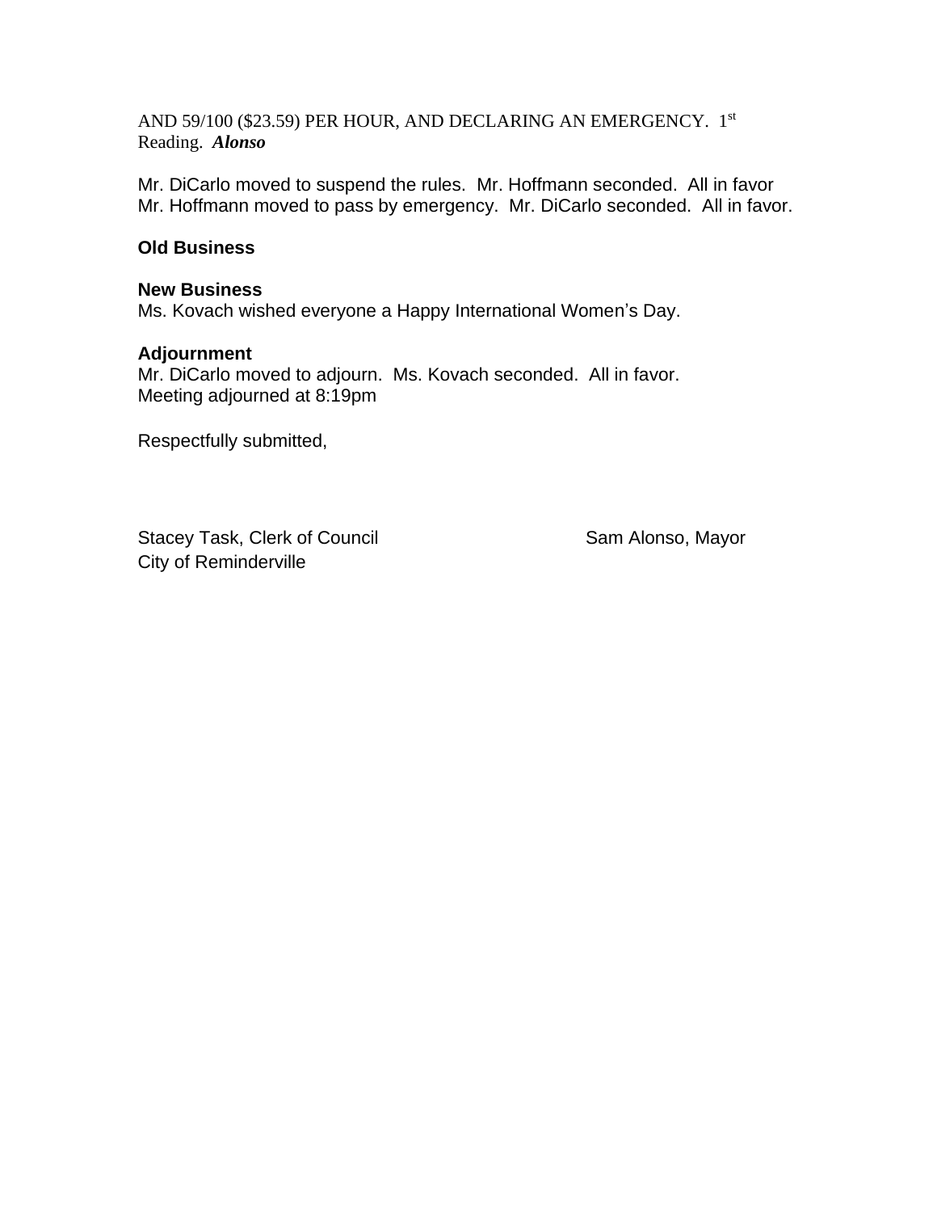AND 59/100 ($23.59) PER HOUR, AND DECLARING AN EMERGENCY. 1st Reading. ***Alonso***

Mr. DiCarlo moved to suspend the rules. Mr. Hoffmann seconded. All in favor
Mr. Hoffmann moved to pass by emergency. Mr. DiCarlo seconded. All in favor.

**Old Business**

**New Business**
Ms. Kovach wished everyone a Happy International Women's Day.

**Adjournment**
Mr. DiCarlo moved to adjourn. Ms. Kovach seconded. All in favor.
Meeting adjourned at 8:19pm

Respectfully submitted,

Stacey Task, Clerk of Council
City of Reminderville

Sam Alonso, Mayor